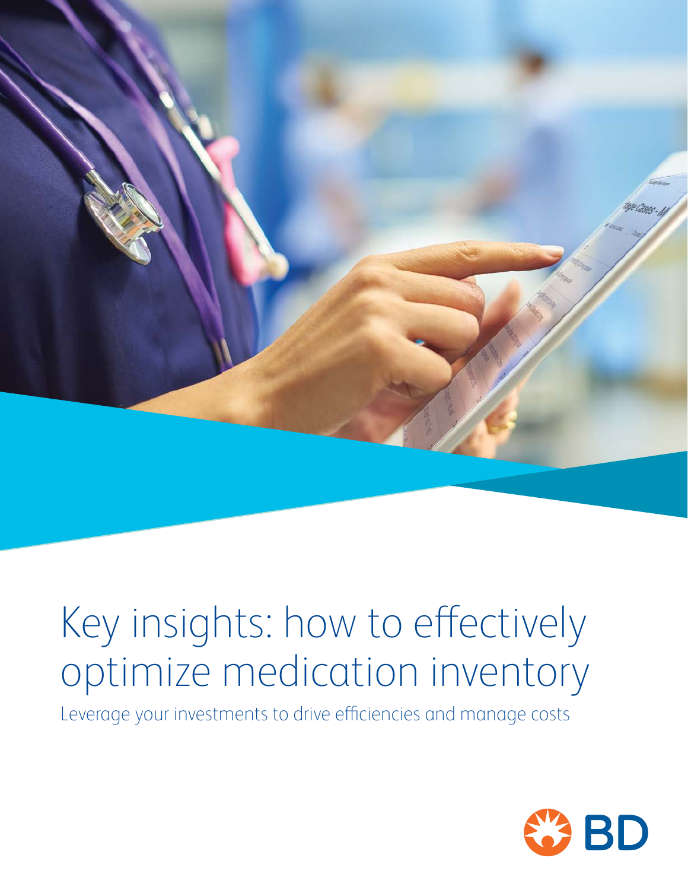# Key insights: how to effectively optimize medication inventory

Leverage your investments to drive efficiencies and manage costs

BD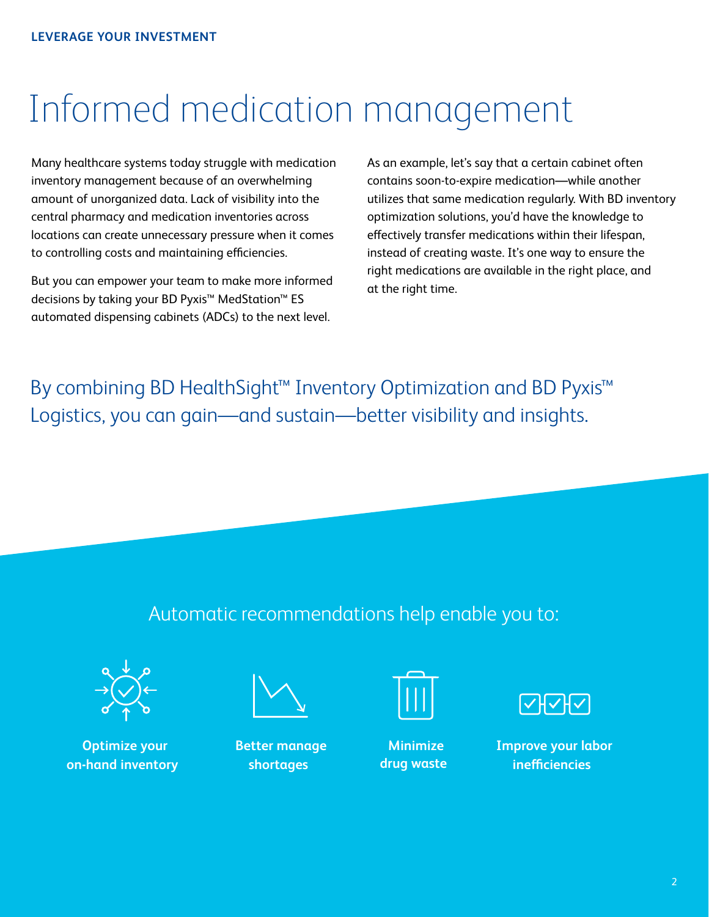**LEVERAGE YOUR INVESTMENT**

# Informed medication management

Many healthcare systems today struggle with medication inventory management because of an overwhelming amount of unorganized data. Lack of visibility into the central pharmacy and medication inventories across locations can create unnecessary pressure when it comes to controlling costs and maintaining efficiencies.

But you can empower your team to make more informed decisions by taking your BD Pyxis™ MedStation™ ES automated dispensing cabinets (ADCs) to the next level.

As an example, let's say that a certain cabinet often contains soon-to-expire medication—while another utilizes that same medication regularly. With BD inventory optimization solutions, you'd have the knowledge to effectively transfer medications within their lifespan, instead of creating waste. It's one way to ensure the right medications are available in the right place, and at the right time.

## By combining BD HealthSight™ Inventory Optimization and BD Pyxis™ Logistics, you can gain—and sustain—better visibility and insights.

### Automatic recommendations help enable you to:

- **Optimize your on-hand inventory**
- **Better manage shortages**
- **Minimize drug waste**
- **Improve your labor inefficiencies**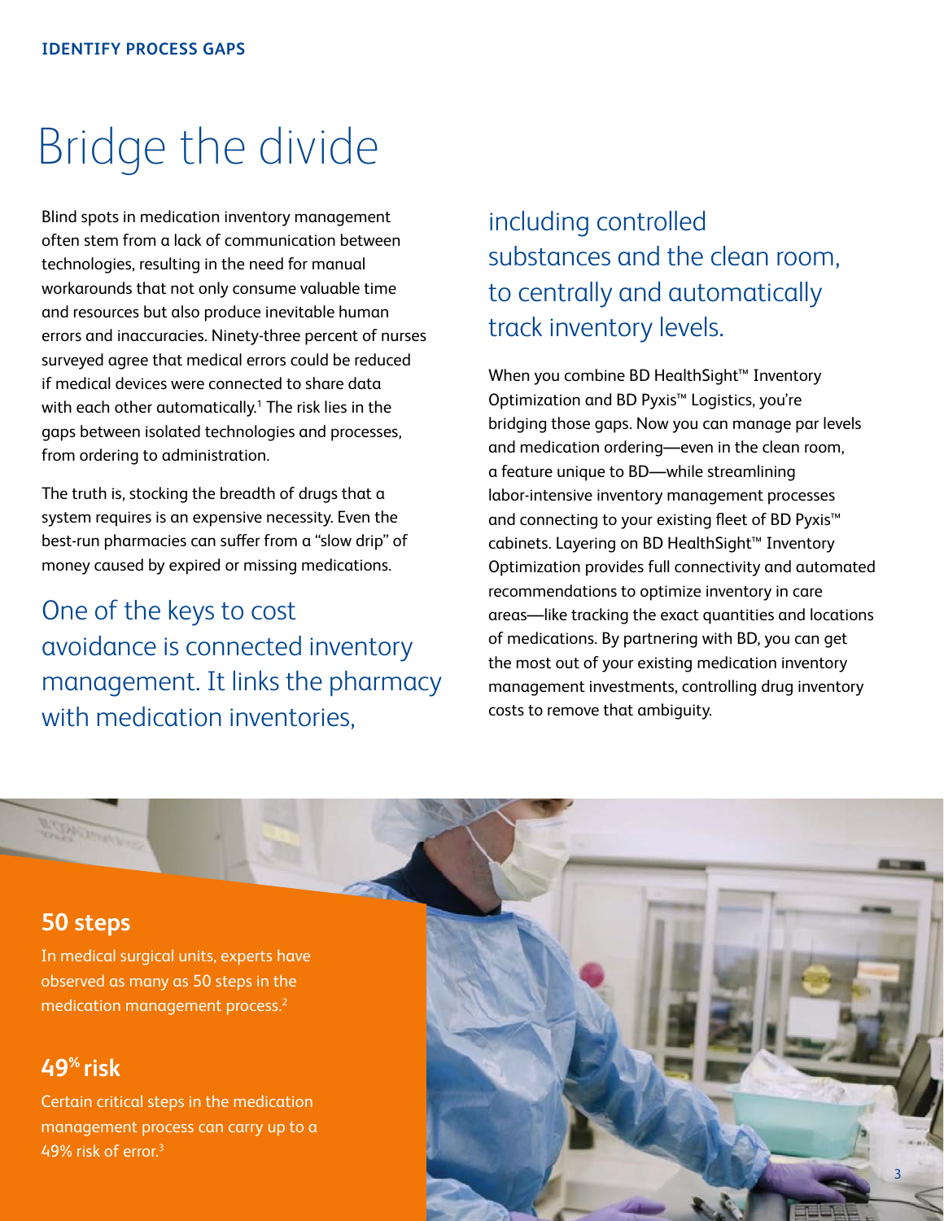IDENTIFY PROCESS GAPS

# Bridge the divide

Blind spots in medication inventory management often stem from a lack of communication between technologies, resulting in the need for manual workarounds that not only consume valuable time and resources but also produce inevitable human errors and inaccuracies. Ninety-three percent of nurses surveyed agree that medical errors could be reduced if medical devices were connected to share data with each other automatically.[1] The risk lies in the gaps between isolated technologies and processes, from ordering to administration.

The truth is, stocking the breadth of drugs that a system requires is an expensive necessity. Even the best-run pharmacies can suffer from a "slow drip" of money caused by expired or missing medications.

## One of the keys to cost avoidance is connected inventory management. It links the pharmacy with medication inventories, including controlled substances and the clean room, to centrally and automatically track inventory levels.

When you combine BD HealthSight™ Inventory Optimization and BD Pyxis™ Logistics, you're bridging those gaps. Now you can manage par levels and medication ordering—even in the clean room, a feature unique to BD—while streamlining labor-intensive inventory management processes and connecting to your existing fleet of BD Pyxis™ cabinets. Layering on BD HealthSight™ Inventory Optimization provides full connectivity and automated recommendations to optimize inventory in care areas—like tracking the exact quantities and locations of medications. By partnering with BD, you can get the most out of your existing medication inventory management investments, controlling drug inventory costs to remove that ambiguity.

### 50 steps

In medical surgical units, experts have observed as many as 50 steps in the medication management process.[2]

### 49% risk

Certain critical steps in the medication management process can carry up to a 49% risk of error.[3]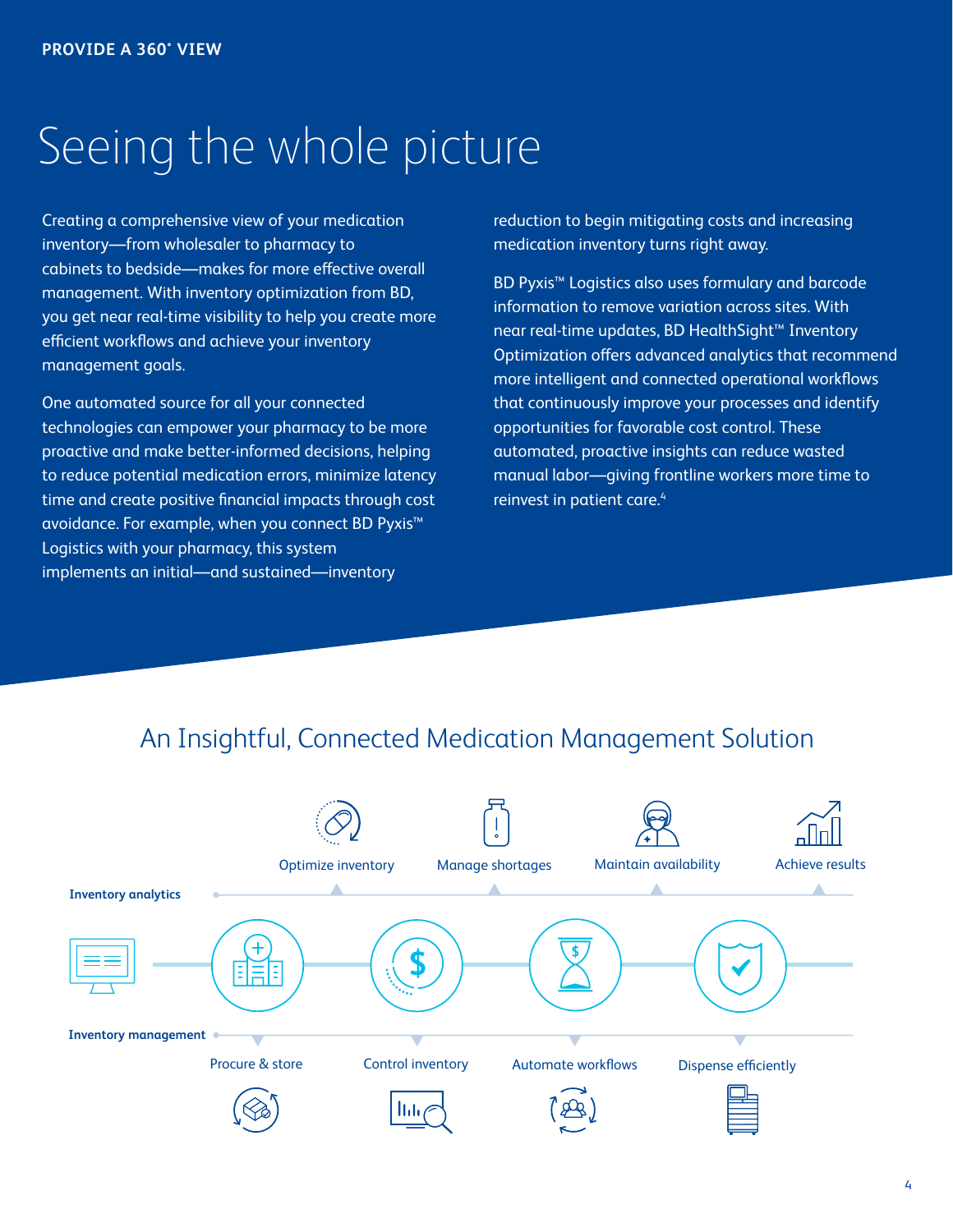PROVIDE A 360˚ VIEW

# Seeing the whole picture

Creating a comprehensive view of your medication inventory—from wholesaler to pharmacy to cabinets to bedside—makes for more effective overall management. With inventory optimization from BD, you get near real-time visibility to help you create more efficient workflows and achieve your inventory management goals.

One automated source for all your connected technologies can empower your pharmacy to be more proactive and make better-informed decisions, helping to reduce potential medication errors, minimize latency time and create positive financial impacts through cost avoidance. For example, when you connect BD Pyxis™ Logistics with your pharmacy, this system implements an initial—and sustained—inventory reduction to begin mitigating costs and increasing medication inventory turns right away.

BD Pyxis™ Logistics also uses formulary and barcode information to remove variation across sites. With near real-time updates, BD HealthSight™ Inventory Optimization offers advanced analytics that recommend more intelligent and connected operational workflows that continuously improve your processes and identify opportunities for favorable cost control. These automated, proactive insights can reduce wasted manual labor—giving frontline workers more time to reinvest in patient care.[4]

## An Insightful, Connected Medication Management Solution

**Inventory analytics**

- Optimize inventory
- Manage shortages
- Maintain availability
- Achieve results

**Inventory management**

- Procure & store
- Control inventory
- Automate workflows
- Dispense efficiently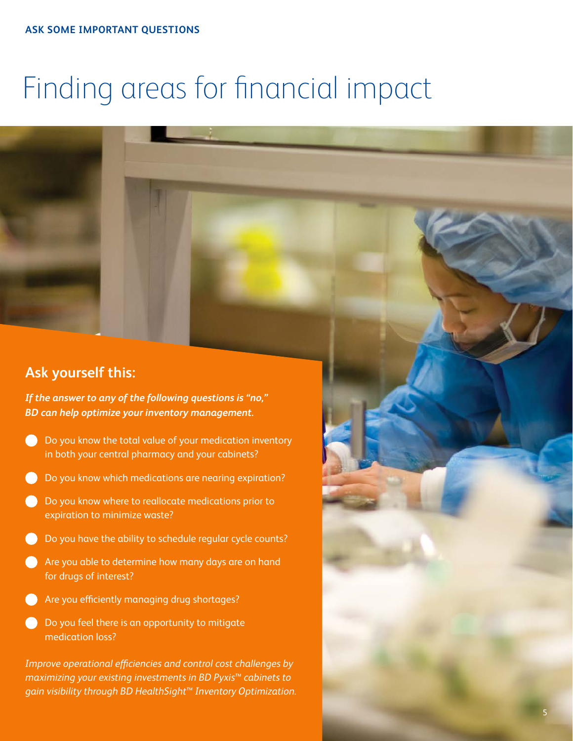**ASK SOME IMPORTANT QUESTIONS**

# Finding areas for financial impact

## Ask yourself this:

***If the answer to any of the following questions is "no," BD can help optimize your inventory management.***

- Do you know the total value of your medication inventory in both your central pharmacy and your cabinets?
- Do you know which medications are nearing expiration?
- Do you know where to reallocate medications prior to expiration to minimize waste?
- Do you have the ability to schedule regular cycle counts?
- Are you able to determine how many days are on hand for drugs of interest?
- Are you efficiently managing drug shortages?
- Do you feel there is an opportunity to mitigate medication loss?

*Improve operational efficiencies and control cost challenges by maximizing your existing investments in BD Pyxis™ cabinets to gain visibility through BD HealthSight™ Inventory Optimization.*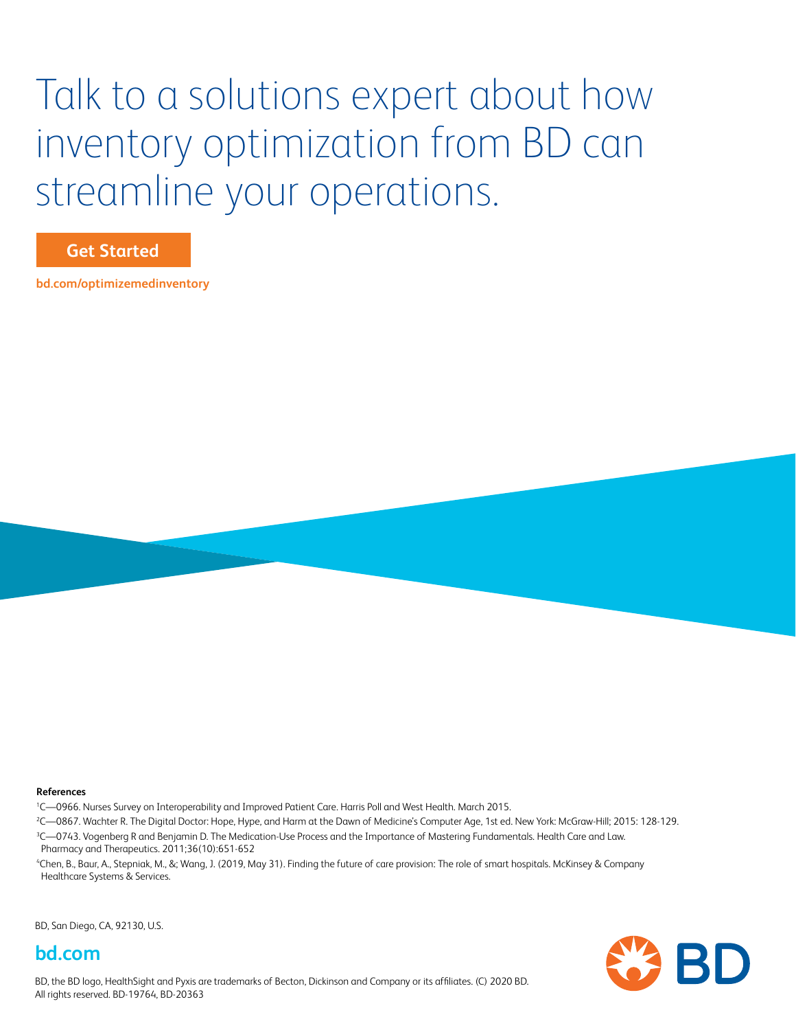# Talk to a solutions expert about how inventory optimization from BD can streamline your operations.

**Get Started**

**bd.com/optimizemedinventory**

**References**

[1]C—0966. Nurses Survey on Interoperability and Improved Patient Care. Harris Poll and West Health. March 2015.

[2]C—0867. Wachter R. The Digital Doctor: Hope, Hype, and Harm at the Dawn of Medicine's Computer Age, 1st ed. New York: McGraw-Hill; 2015: 128-129.

[3]C—0743. Vogenberg R and Benjamin D. The Medication-Use Process and the Importance of Mastering Fundamentals. Health Care and Law. Pharmacy and Therapeutics. 2011;36(10):651-652

[4]Chen, B., Baur, A., Stepniak, M., &; Wang, J. (2019, May 31). Finding the future of care provision: The role of smart hospitals. McKinsey & Company Healthcare Systems & Services.

BD, San Diego, CA, 92130, U.S.

**bd.com**

BD, the BD logo, HealthSight and Pyxis are trademarks of Becton, Dickinson and Company or its affiliates. (C) 2020 BD. All rights reserved. BD-19764, BD-20363